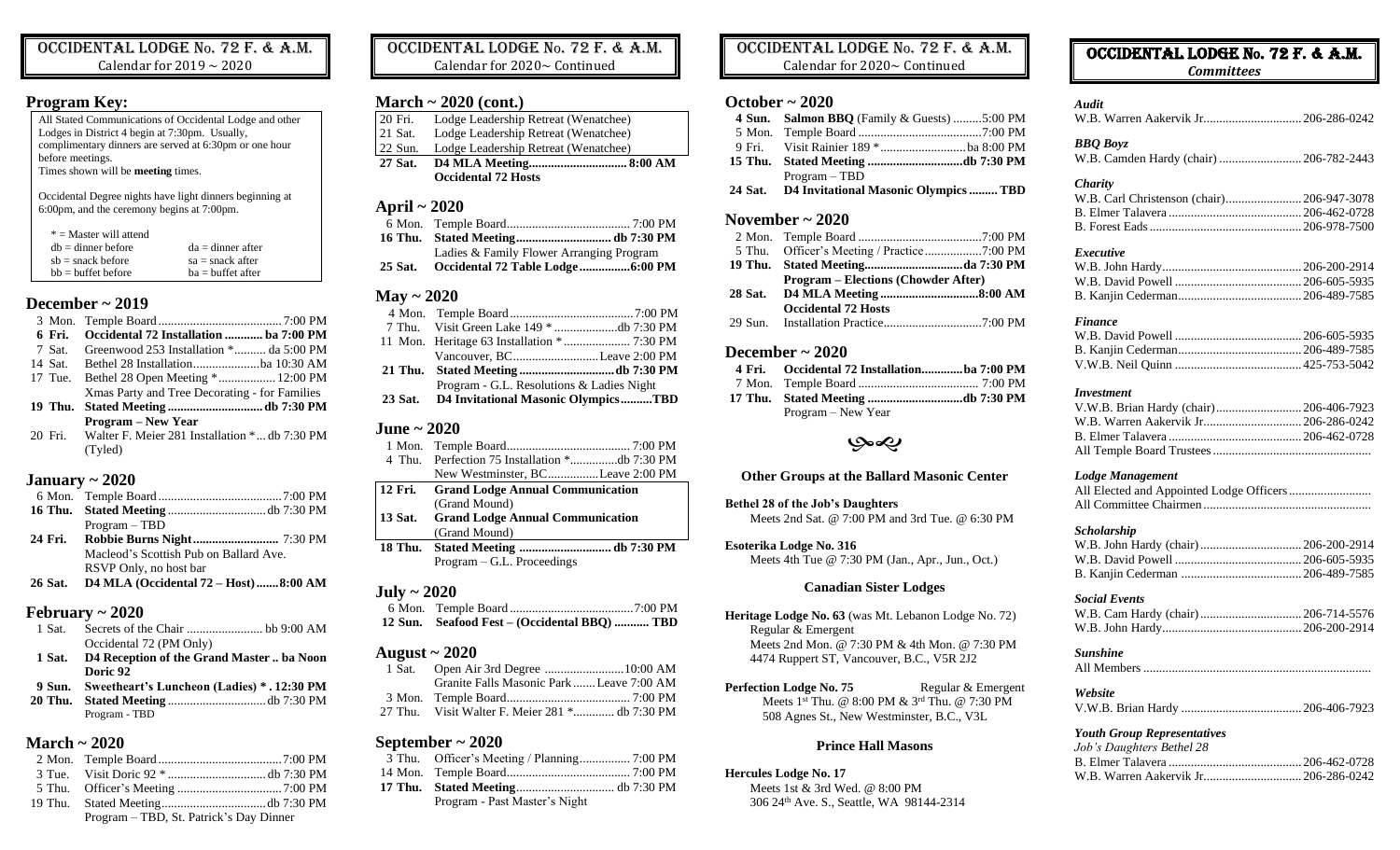# OCCIDENTAL LODGE No. 72 F. & A.M.
Calendar for 2019 ~ 2020

## Program Key:

All Stated Communications of Occidental Lodge and other Lodges in District 4 begin at 7:30pm. Usually, complimentary dinners are served at 6:30pm or one hour before meetings.
Times shown will be **meeting** times.

Occidental Degree nights have light dinners beginning at 6:00pm, and the ceremony begins at 7:00pm.

| | |
|---|---|
| * = Master will attend | |
| db = dinner before | da = dinner after |
| sb = snack before | sa = snack after |
| bb = buffet before | ba = buffet after |

## December ~ 2019

- 3 Mon. Temple Board....... 7:00 PM
- **6 Fri. Occidental 72 Installation ....... ba 7:00 PM**
- 7 Sat. Greenwood 253 Installation * ....... da 5:00 PM
- 14 Sat. Bethel 28 Installation....... ba 10:30 AM
- 17 Tue. Bethel 28 Open Meeting * ....... 12:00 PM
  Xmas Party and Tree Decorating - for Families
- **19 Thu. Stated Meeting ....... db 7:30 PM**
  **Program – New Year**
- 20 Fri. Walter F. Meier 281 Installation *... db 7:30 PM (Tyled)

## January ~ 2020

- 6 Mon. Temple Board....... 7:00 PM
- **16 Thu. Stated Meeting** ....... db 7:30 PM
  Program – TBD
- **24 Fri. Robbie Burns Night....... 7:30 PM**
  Macleod's Scottish Pub on Ballard Ave.
  RSVP Only, no host bar
- **26 Sat. D4 MLA (Occidental 72 – Host) ....... 8:00 AM**

## February ~ 2020

- 1 Sat. Secrets of the Chair ....... bb 9:00 AM
  Occidental 72 (PM Only)
- **1 Sat. D4 Reception of the Grand Master .. ba Noon Doric 92**
- **9 Sun. Sweetheart's Luncheon (Ladies) * . 12:30 PM**
- **20 Thu. Stated Meeting** ....... db 7:30 PM
  Program - TBD

## March ~ 2020

- 2 Mon. Temple Board....... 7:00 PM
- 3 Tue. Visit Doric 92 * ....... db 7:30 PM
- 5 Thu. Officer's Meeting ....... 7:00 PM
- 19 Thu. Stated Meeting....... db 7:30 PM
  Program – TBD, St. Patrick's Day Dinner

# OCCIDENTAL LODGE No. 72 F. & A.M.
Calendar for 2020~ Continued

## March ~ 2020 (cont.)

- 20 Fri. Lodge Leadership Retreat (Wenatchee)
- 21 Sat. Lodge Leadership Retreat (Wenatchee)
- 22 Sun. Lodge Leadership Retreat (Wenatchee)
- **27 Sat. D4 MLA Meeting....... 8:00 AM**
  **Occidental 72 Hosts**

## April ~ 2020

- 6 Mon. Temple Board....... 7:00 PM
- **16 Thu. Stated Meeting....... db 7:30 PM**
  Ladies & Family Flower Arranging Program
- **25 Sat. Occidental 72 Table Lodge....... 6:00 PM**

## May ~ 2020

- 4 Mon. Temple Board....... 7:00 PM
- 7 Thu. Visit Green Lake 149 * ....... db 7:30 PM
- 11 Mon. Heritage 63 Installation * ....... 7:30 PM
  Vancouver, BC....... Leave 2:00 PM
- **21 Thu. Stated Meeting ....... db 7:30 PM**
  Program - G.L. Resolutions & Ladies Night
- **23 Sat. D4 Invitational Masonic Olympics.......TBD**

## June ~ 2020

- 1 Mon. Temple Board....... 7:00 PM
- 4 Thu. Perfection 75 Installation *....... db 7:30 PM
  New Westminster, BC....... Leave 2:00 PM
- **12 Fri. Grand Lodge Annual Communication** (Grand Mound)
- **13 Sat. Grand Lodge Annual Communication** (Grand Mound)
- **18 Thu. Stated Meeting ....... db 7:30 PM**
  Program – G.L. Proceedings

## July ~ 2020

- 6 Mon. Temple Board....... 7:00 PM
- **12 Sun. Seafood Fest – (Occidental BBQ) ....... TBD**

## August ~ 2020

- 1 Sat. Open Air 3rd Degree ....... 10:00 AM
  Granite Falls Masonic Park....... Leave 7:00 AM
- 3 Mon. Temple Board....... 7:00 PM
- 27 Thu. Visit Walter F. Meier 281 *....... db 7:30 PM

## September ~ 2020

- 3 Thu. Officer's Meeting / Planning....... 7:00 PM
- 14 Mon. Temple Board....... 7:00 PM
- **17 Thu. Stated Meeting**....... db 7:30 PM
  Program - Past Master's Night

# OCCIDENTAL LODGE No. 72 F. & A.M.
Calendar for 2020~ Continued

## October ~ 2020

- **4 Sun. Salmon BBQ** (Family & Guests) .......5:00 PM
- 5 Mon. Temple Board....... 7:00 PM
- 9 Fri. Visit Rainier 189 *....... ba 8:00 PM
- **15 Thu. Stated Meeting ....... db 7:30 PM**
  Program – TBD
- **24 Sat. D4 Invitational Masonic Olympics ....... TBD**

## November ~ 2020

- 2 Mon. Temple Board....... 7:00 PM
- 5 Thu. Officer's Meeting / Practice....... 7:00 PM
- **19 Thu. Stated Meeting....... da 7:30 PM**
  **Program – Elections (Chowder After)**
- **28 Sat. D4 MLA Meeting....... 8:00 AM**
  **Occidental 72 Hosts**
- 29 Sun. Installation Practice....... 7:00 PM

## December ~ 2020

- **4 Fri. Occidental 72 Installation....... ba 7:00 PM**
- 7 Mon. Temple Board....... 7:00 PM
- **17 Thu. Stated Meeting ....... db 7:30 PM**
  Program – New Year

### Other Groups at the Ballard Masonic Center

**Bethel 28 of the Job's Daughters**
Meets 2nd Sat. @ 7:00 PM and 3rd Tue. @ 6:30 PM

**Esoterika Lodge No. 316**
Meets 4th Tue @ 7:30 PM (Jan., Apr., Jun., Oct.)

### Canadian Sister Lodges

**Heritage Lodge No. 63** (was Mt. Lebanon Lodge No. 72)
Regular & Emergent
Meets 2nd Mon. @ 7:30 PM & 4th Mon. @ 7:30 PM
4474 Ruppert ST, Vancouver, B.C., V5R 2J2

**Perfection Lodge No. 75** Regular & Emergent
Meets 1st Thu. @ 8:00 PM & 3rd Thu. @ 7:30 PM
508 Agnes St., New Westminster, B.C., V3L

### Prince Hall Masons

**Hercules Lodge No. 17**
Meets 1st & 3rd Wed. @ 8:00 PM
306 24th Ave. S., Seattle, WA 98144-2314

# OCCIDENTAL LODGE No. 72 F. & A.M.
*Committees*

***Audit***
W.B. Warren Aakervik Jr....... 206-286-0242

***BBQ Boyz***
W.B. Camden Hardy (chair) ....... 206-782-2443

***Charity***
W.B. Carl Christenson (chair)....... 206-947-3078
B. Elmer Talavera ....... 206-462-0728
B. Forest Eads ....... 206-978-7500

***Executive***
W.B. John Hardy....... 206-200-2914
W.B. David Powell ....... 206-605-5935
B. Kanjin Cederman....... 206-489-7585

***Finance***
W.B. David Powell ....... 206-605-5935
B. Kanjin Cederman....... 206-489-7585
V.W.B. Neil Quinn ....... 425-753-5042

***Investment***
V.W.B. Brian Hardy (chair)....... 206-406-7923
W.B. Warren Aakervik Jr....... 206-286-0242
B. Elmer Talavera ....... 206-462-0728
All Temple Board Trustees .......

***Lodge Management***
All Elected and Appointed Lodge Officers.......
All Committee Chairmen.......

***Scholarship***
W.B. John Hardy (chair) ....... 206-200-2914
W.B. David Powell ....... 206-605-5935
B. Kanjin Cederman ....... 206-489-7585

***Social Events***
W.B. Cam Hardy (chair) ....... 206-714-5576
W.B. John Hardy....... 206-200-2914

***Sunshine***
All Members .......

***Website***
V.W.B. Brian Hardy ....... 206-406-7923

***Youth Group Representatives***
*Job's Daughters Bethel 28*
B. Elmer Talavera ....... 206-462-0728
W.B. Warren Aakervik Jr....... 206-286-0242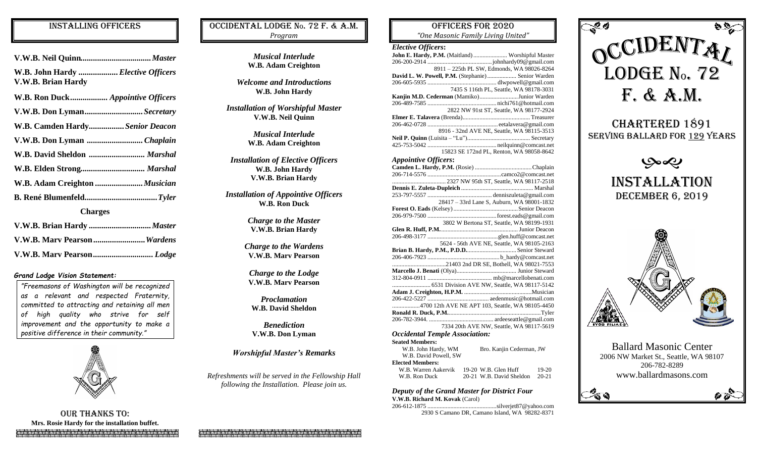# Installing Officers

**V.W.B. Neil Quinn** ................................ *Master*

**W.B. John Hardy** .................. *Elective Officers*
**V.W.B. Brian Hardy**

**W.B. Ron Duck** .................. *Appointive Officers*

**V.W.B. Don Lyman** ............................ *Secretary*

**W.B. Camden Hardy** ................. *Senior Deacon*

**V.W.B. Don Lyman** ........................... *Chaplain*

**W.B. David Sheldon** ........................... *Marshal*

**W.B. Elden Strong** ............................... *Marshal*

**W.B. Adam Creighton** ....................... *Musician*

**B. René Blumenfeld** ................................... *Tyler*

**Charges**

**V.W.B. Brian Hardy** .............................. *Master*

**V.W.B. Marv Pearson** ......................... *Wardens*

**V.W.B. Marv Pearson** ............................ *Lodge*

***Grand Lodge Vision Statement:***

*"Freemasons of Washington will be recognized as a relevant and respected Fraternity, committed to attracting and retaining all men of high quality who strive for self improvement and the opportunity to make a positive difference in their community."*

## Our Thanks To:

**Mrs. Rosie Hardy for the installation buffet.**

# Occidental Lodge No. 72 F. & A.M.

*Program*

*Musical Interlude*
**W.B. Adam Creighton**

*Welcome and Introductions*
**W.B. John Hardy**

*Installation of Worshipful Master*
**V.W.B. Neil Quinn**

*Musical Interlude*
**W.B. Adam Creighton**

*Installation of Elective Officers*
**W.B. John Hardy**
**V.W.B. Brian Hardy**

*Installation of Appointive Officers*
**W.B. Ron Duck**

*Charge to the Master*
**V.W.B. Brian Hardy**

*Charge to the Wardens*
**V.W.B. Marv Pearson**

*Charge to the Lodge*
**V.W.B. Marv Pearson**

*Proclamation*
**W.B. David Sheldon**

*Benediction*
**V.W.B. Don Lyman**

*Worshipful Master's Remarks*

*Refreshments will be served in the Fellowship Hall following the Installation. Please join us.*

# Officers for 2020

*"One Masonic Family Living United"*

***Elective Officers:***

**John E. Hardy, P.M.** (Maitland) ..................... Worshipful Master
206-200-2914 ........................................ johnhardy09@gmail.com
8911 – 225th PL SW, Edmonds, WA 98026-8264

**David L. W. Powell, P.M.** (Stephanie) .................. Senior Warden
206-605-5935 ........................................... dlwpowell@gmail.com
7435 S 116th PL, Seattle, WA 98178-3031

**Kanjin M.D. Cederman** (Mamiko) ......................... Junior Warden
206-489-7585 ............................................. nichi761@hotmail.com
2822 NW 91st ST, Seattle, WA 98177-2924

**Elmer E. Talavera** (Brenda) ............................................ Treasurer
206-462-0728 ............................................... eetalavera@gmail.com
8916 - 32nd AVE NE, Seattle, WA 98115-3513

**Neil P. Quinn** (Luisita – "Lu") ......................................... Secretary
425-753-5042 ............................................... neilquinn@comcast.net
15823 SE 172nd PL, Renton, WA 98058-8642

***Appointive Officers:***

**Camden L. Hardy, P.M.** (Rosie) ..................................... Chaplain
206-714-5576 ................................................... camco2@comcast.net
.................................. 2327 NW 95th ST, Seattle, WA 98117-2518

**Dennis E. Zuleta-Dupleich** ............................................... Marshal
253-797-5557 ........................................... denniszuleta@gmail.com
28417 – 33rd Lane S, Auburn, WA 98001-1832

**Forest O. Eads** (Kelsey) ........................................... Senior Deacon
206-979-7500 ............................................... forest.eads@gmail.com
3802 W Bertona ST, Seattle, WA 98199-1931

**Glen R. Huff, P.M.** ................................................... Junior Deacon
206-498-3177 ................................................ glen.huff@comcast.net
5624 - 56th AVE NE, Seattle, WA 98105-2163

**Brian B. Hardy, P.M., P.D.D.** ................................. Senior Steward
206-406-7923 ................................................... b_hardy@comcast.net
..................................21403 2nd DR SE, Bothell, WA 98021-7553

**Marcello J. Benati** (Olya) ....................................... Junior Steward
312-804-0911 .......................................... mb@marcellobenati.com
......................... 6531 Division AVE NW, Seattle, WA 98117-5142

**Adam J. Creighton, H.P.M.** ............................................ Musician
206-422-5227 ........................................ aedenmusic@hotmail.com
..................4700 12th AVE NE APT 103, Seattle, WA 98105-4450

**Ronald R. Duck, P.M.** ...................................................... Tyler
206-782-3944. ........................................... ardeeseattle@gmail.com
7334 20th AVE NW, Seattle, WA 98117-5619

***Occidental Temple Association:***

**Seated Members:**

| | |
|---|---|
| W.B. John Hardy, WM | Bro. Kanjin Cederman, JW |
| W.B. David Powell, SW | |

**Elected Members:**

| | | | |
|---|---|---|---|
| W.B. Warren Aakervik | 19-20 | W.B. Glen Huff | 19-20 |
| W.B. Ron Duck | 20-21 | W.B. David Sheldon | 20-21 |

***Deputy of the Grand Master for District Four***

**V.W.B. Richard M. Kovak** (Carol)
206-612-1875 ............................................. silverjet87@yahoo.com
2930 S Camano DR, Camano Island, WA 98282-8371

# Occidental Lodge No. 72 F. & A.M.

## Chartered 1891
Serving Ballard for 129 Years

## Installation
December 6, 2019

Ballard Masonic Center
2006 NW Market St., Seattle, WA 98107
206-782-8289
www.ballardmasons.com